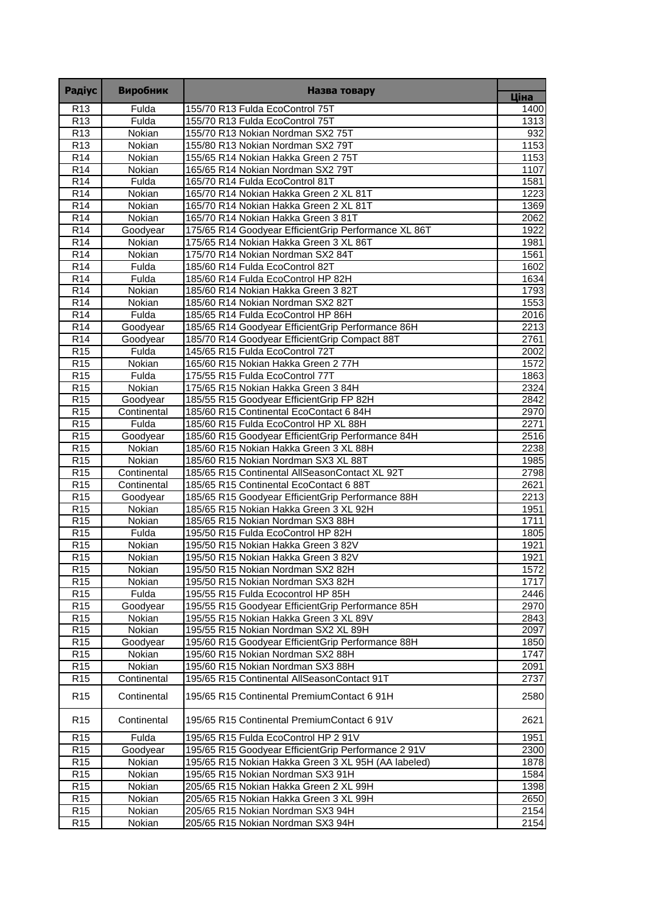| Радіус | Виробник | Назва товару | Ціна |
|---|---|---|---|
| R13 | Fulda | 155/70 R13 Fulda EcoControl 75T | 1400 |
| R13 | Fulda | 155/70 R13 Fulda EcoControl 75T | 1313 |
| R13 | Nokian | 155/70 R13 Nokian Nordman SX2 75T | 932 |
| R13 | Nokian | 155/80 R13 Nokian Nordman SX2 79T | 1153 |
| R14 | Nokian | 155/65 R14 Nokian Hakka Green 2 75T | 1153 |
| R14 | Nokian | 165/65 R14 Nokian Nordman SX2 79T | 1107 |
| R14 | Fulda | 165/70 R14 Fulda EcoControl 81T | 1581 |
| R14 | Nokian | 165/70 R14 Nokian Hakka Green 2 XL 81T | 1223 |
| R14 | Nokian | 165/70 R14 Nokian Hakka Green 2 XL 81T | 1369 |
| R14 | Nokian | 165/70 R14 Nokian Hakka Green 3 81T | 2062 |
| R14 | Goodyear | 175/65 R14 Goodyear EfficientGrip Performance XL 86T | 1922 |
| R14 | Nokian | 175/65 R14 Nokian Hakka Green 3 XL 86T | 1981 |
| R14 | Nokian | 175/70 R14 Nokian Nordman SX2 84T | 1561 |
| R14 | Fulda | 185/60 R14 Fulda EcoControl 82T | 1602 |
| R14 | Fulda | 185/60 R14 Fulda EcoControl HP 82H | 1634 |
| R14 | Nokian | 185/60 R14 Nokian Hakka Green 3 82T | 1793 |
| R14 | Nokian | 185/60 R14 Nokian Nordman SX2 82T | 1553 |
| R14 | Fulda | 185/65 R14 Fulda EcoControl HP 86H | 2016 |
| R14 | Goodyear | 185/65 R14 Goodyear EfficientGrip Performance 86H | 2213 |
| R14 | Goodyear | 185/70 R14 Goodyear EfficientGrip Compact 88T | 2761 |
| R15 | Fulda | 145/65 R15 Fulda EcoControl 72T | 2002 |
| R15 | Nokian | 165/60 R15 Nokian Hakka Green 2 77H | 1572 |
| R15 | Fulda | 175/55 R15 Fulda EcoControl 77T | 1863 |
| R15 | Nokian | 175/65 R15 Nokian Hakka Green 3 84H | 2324 |
| R15 | Goodyear | 185/55 R15 Goodyear EfficientGrip FP 82H | 2842 |
| R15 | Continental | 185/60 R15 Continental EcoContact 6 84H | 2970 |
| R15 | Fulda | 185/60 R15 Fulda EcoControl HP XL 88H | 2271 |
| R15 | Goodyear | 185/60 R15 Goodyear EfficientGrip Performance 84H | 2516 |
| R15 | Nokian | 185/60 R15 Nokian Hakka Green 3 XL 88H | 2238 |
| R15 | Nokian | 185/60 R15 Nokian Nordman SX3 XL 88T | 1985 |
| R15 | Continental | 185/65 R15 Continental AllSeasonContact XL 92T | 2798 |
| R15 | Continental | 185/65 R15 Continental EcoContact 6 88T | 2621 |
| R15 | Goodyear | 185/65 R15 Goodyear EfficientGrip Performance 88H | 2213 |
| R15 | Nokian | 185/65 R15 Nokian Hakka Green 3 XL 92H | 1951 |
| R15 | Nokian | 185/65 R15 Nokian Nordman SX3 88H | 1711 |
| R15 | Fulda | 195/50 R15 Fulda EcoControl HP 82H | 1805 |
| R15 | Nokian | 195/50 R15 Nokian Hakka Green 3 82V | 1921 |
| R15 | Nokian | 195/50 R15 Nokian Hakka Green 3 82V | 1921 |
| R15 | Nokian | 195/50 R15 Nokian Nordman SX2 82H | 1572 |
| R15 | Nokian | 195/50 R15 Nokian Nordman SX3 82H | 1717 |
| R15 | Fulda | 195/55 R15 Fulda Ecocontrol HP 85H | 2446 |
| R15 | Goodyear | 195/55 R15 Goodyear EfficientGrip Performance 85H | 2970 |
| R15 | Nokian | 195/55 R15 Nokian Hakka Green 3 XL 89V | 2843 |
| R15 | Nokian | 195/55 R15 Nokian Nordman SX2 XL 89H | 2097 |
| R15 | Goodyear | 195/60 R15 Goodyear EfficientGrip Performance 88H | 1850 |
| R15 | Nokian | 195/60 R15 Nokian Nordman SX2 88H | 1747 |
| R15 | Nokian | 195/60 R15 Nokian Nordman SX3 88H | 2091 |
| R15 | Continental | 195/65 R15 Continental AllSeasonContact 91T | 2737 |
| R15 | Continental | 195/65 R15 Continental PremiumContact 6 91H | 2580 |
| R15 | Continental | 195/65 R15 Continental PremiumContact 6 91V | 2621 |
| R15 | Fulda | 195/65 R15 Fulda EcoControl HP 2 91V | 1951 |
| R15 | Goodyear | 195/65 R15 Goodyear EfficientGrip Performance 2 91V | 2300 |
| R15 | Nokian | 195/65 R15 Nokian Hakka Green 3 XL 95H (AA labeled) | 1878 |
| R15 | Nokian | 195/65 R15 Nokian Nordman SX3 91H | 1584 |
| R15 | Nokian | 205/65 R15 Nokian Hakka Green 2 XL 99H | 1398 |
| R15 | Nokian | 205/65 R15 Nokian Hakka Green 3 XL 99H | 2650 |
| R15 | Nokian | 205/65 R15 Nokian Nordman SX3 94H | 2154 |
| R15 | Nokian | 205/65 R15 Nokian Nordman SX3 94H | 2154 |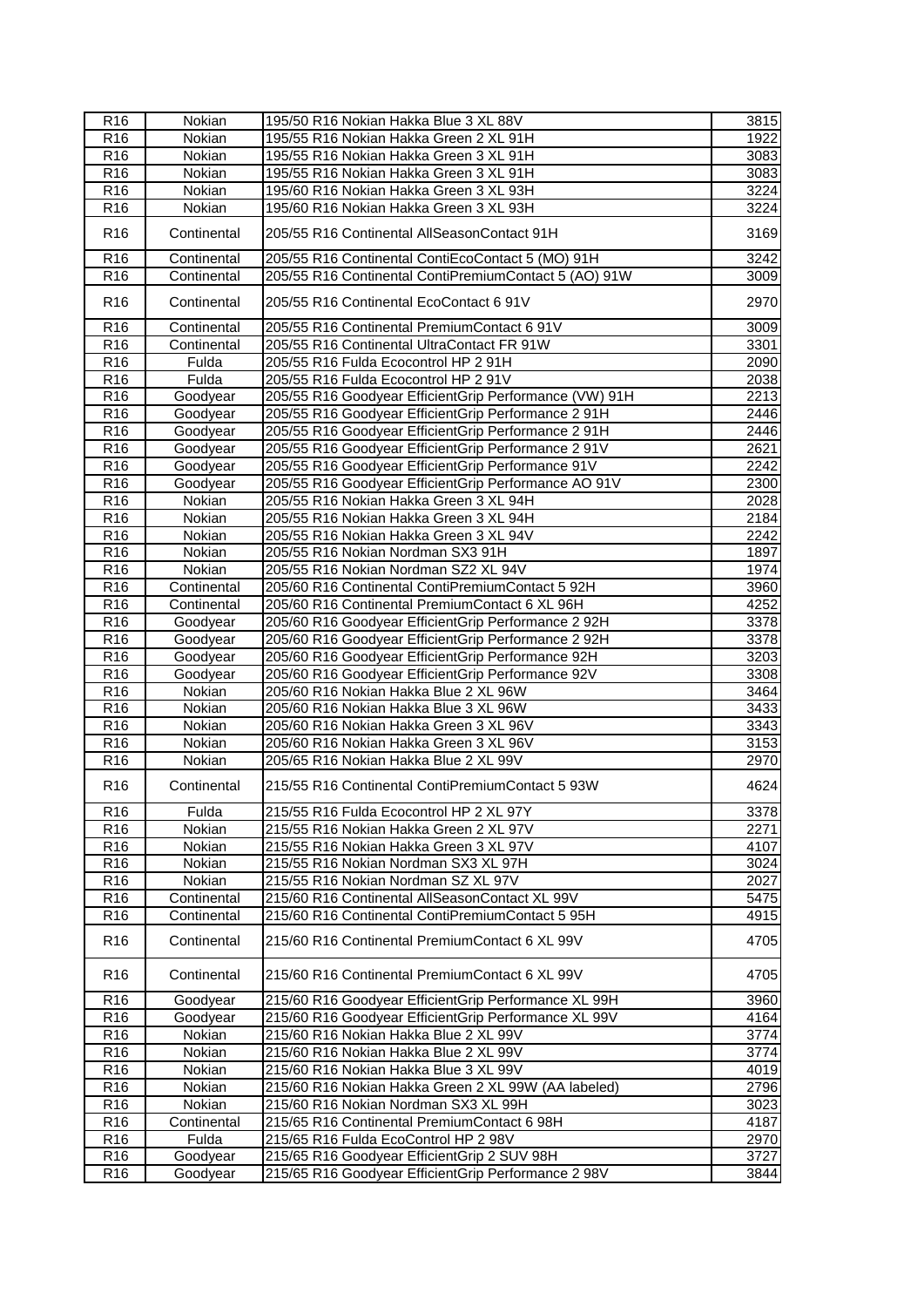| | | | |
|---|---|---|---|
| R16 | Nokian | 195/50 R16 Nokian Hakka Blue 3 XL 88V | 3815 |
| R16 | Nokian | 195/55 R16 Nokian Hakka Green 2 XL 91H | 1922 |
| R16 | Nokian | 195/55 R16 Nokian Hakka Green 3 XL 91H | 3083 |
| R16 | Nokian | 195/55 R16 Nokian Hakka Green 3 XL 91H | 3083 |
| R16 | Nokian | 195/60 R16 Nokian Hakka Green 3 XL 93H | 3224 |
| R16 | Nokian | 195/60 R16 Nokian Hakka Green 3 XL 93H | 3224 |
| R16 | Continental | 205/55 R16 Continental AllSeasonContact 91H | 3169 |
| R16 | Continental | 205/55 R16 Continental ContiEcoContact 5 (MO) 91H | 3242 |
| R16 | Continental | 205/55 R16 Continental ContiPremiumContact 5 (AO) 91W | 3009 |
| R16 | Continental | 205/55 R16 Continental EcoContact 6 91V | 2970 |
| R16 | Continental | 205/55 R16 Continental PremiumContact 6 91V | 3009 |
| R16 | Continental | 205/55 R16 Continental UltraContact FR 91W | 3301 |
| R16 | Fulda | 205/55 R16 Fulda Ecocontrol HP 2 91H | 2090 |
| R16 | Fulda | 205/55 R16 Fulda Ecocontrol HP 2 91V | 2038 |
| R16 | Goodyear | 205/55 R16 Goodyear EfficientGrip Performance (VW) 91H | 2213 |
| R16 | Goodyear | 205/55 R16 Goodyear EfficientGrip Performance 2 91H | 2446 |
| R16 | Goodyear | 205/55 R16 Goodyear EfficientGrip Performance 2 91H | 2446 |
| R16 | Goodyear | 205/55 R16 Goodyear EfficientGrip Performance 2 91V | 2621 |
| R16 | Goodyear | 205/55 R16 Goodyear EfficientGrip Performance 91V | 2242 |
| R16 | Goodyear | 205/55 R16 Goodyear EfficientGrip Performance AO 91V | 2300 |
| R16 | Nokian | 205/55 R16 Nokian Hakka Green 3 XL 94H | 2028 |
| R16 | Nokian | 205/55 R16 Nokian Hakka Green 3 XL 94H | 2184 |
| R16 | Nokian | 205/55 R16 Nokian Hakka Green 3 XL 94V | 2242 |
| R16 | Nokian | 205/55 R16 Nokian Nordman SX3 91H | 1897 |
| R16 | Nokian | 205/55 R16 Nokian Nordman SZ2 XL 94V | 1974 |
| R16 | Continental | 205/60 R16 Continental ContiPremiumContact 5 92H | 3960 |
| R16 | Continental | 205/60 R16 Continental PremiumContact 6 XL 96H | 4252 |
| R16 | Goodyear | 205/60 R16 Goodyear EfficientGrip Performance 2 92H | 3378 |
| R16 | Goodyear | 205/60 R16 Goodyear EfficientGrip Performance 2 92H | 3378 |
| R16 | Goodyear | 205/60 R16 Goodyear EfficientGrip Performance 92H | 3203 |
| R16 | Goodyear | 205/60 R16 Goodyear EfficientGrip Performance 92V | 3308 |
| R16 | Nokian | 205/60 R16 Nokian Hakka Blue 2 XL 96W | 3464 |
| R16 | Nokian | 205/60 R16 Nokian Hakka Blue 3 XL 96W | 3433 |
| R16 | Nokian | 205/60 R16 Nokian Hakka Green 3 XL 96V | 3343 |
| R16 | Nokian | 205/60 R16 Nokian Hakka Green 3 XL 96V | 3153 |
| R16 | Nokian | 205/65 R16 Nokian Hakka Blue 2 XL 99V | 2970 |
| R16 | Continental | 215/55 R16 Continental ContiPremiumContact 5 93W | 4624 |
| R16 | Fulda | 215/55 R16 Fulda Ecocontrol HP 2 XL 97Y | 3378 |
| R16 | Nokian | 215/55 R16 Nokian Hakka Green 2 XL 97V | 2271 |
| R16 | Nokian | 215/55 R16 Nokian Hakka Green 3 XL 97V | 4107 |
| R16 | Nokian | 215/55 R16 Nokian Nordman SX3 XL 97H | 3024 |
| R16 | Nokian | 215/55 R16 Nokian Nordman SZ XL 97V | 2027 |
| R16 | Continental | 215/60 R16 Continental AllSeasonContact XL 99V | 5475 |
| R16 | Continental | 215/60 R16 Continental ContiPremiumContact 5 95H | 4915 |
| R16 | Continental | 215/60 R16 Continental PremiumContact 6 XL 99V | 4705 |
| R16 | Continental | 215/60 R16 Continental PremiumContact 6 XL 99V | 4705 |
| R16 | Goodyear | 215/60 R16 Goodyear EfficientGrip Performance XL 99H | 3960 |
| R16 | Goodyear | 215/60 R16 Goodyear EfficientGrip Performance XL 99V | 4164 |
| R16 | Nokian | 215/60 R16 Nokian Hakka Blue 2 XL 99V | 3774 |
| R16 | Nokian | 215/60 R16 Nokian Hakka Blue 2 XL 99V | 3774 |
| R16 | Nokian | 215/60 R16 Nokian Hakka Blue 3 XL 99V | 4019 |
| R16 | Nokian | 215/60 R16 Nokian Hakka Green 2 XL 99W (AA labeled) | 2796 |
| R16 | Nokian | 215/60 R16 Nokian Nordman SX3 XL 99H | 3023 |
| R16 | Continental | 215/65 R16 Continental PremiumContact 6 98H | 4187 |
| R16 | Fulda | 215/65 R16 Fulda EcoControl HP 2 98V | 2970 |
| R16 | Goodyear | 215/65 R16 Goodyear EfficientGrip 2 SUV 98H | 3727 |
| R16 | Goodyear | 215/65 R16 Goodyear EfficientGrip Performance 2 98V | 3844 |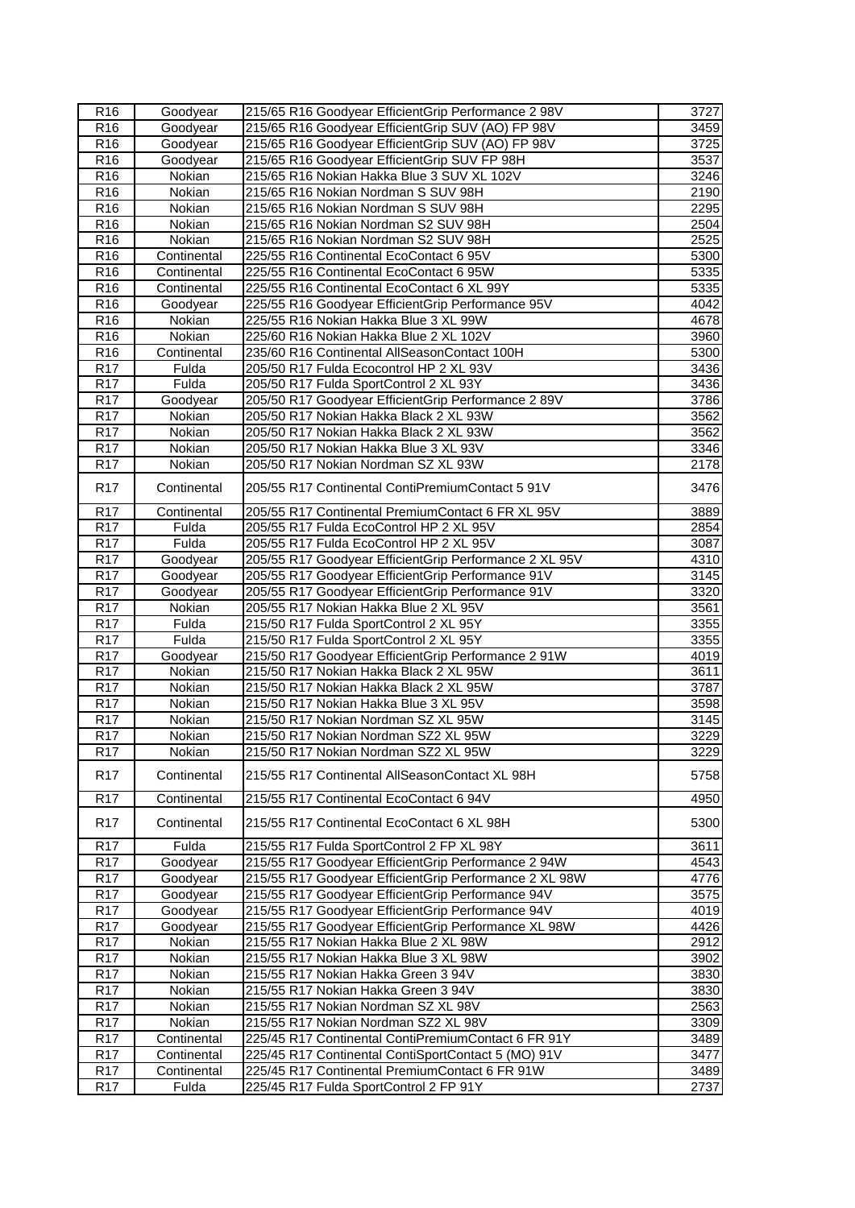| R16 | Goodyear | 215/65 R16 Goodyear EfficientGrip Performance 2 98V | 3727 |
|---|---|---|---|
| R16 | Goodyear | 215/65 R16 Goodyear EfficientGrip SUV (AO) FP 98V | 3459 |
| R16 | Goodyear | 215/65 R16 Goodyear EfficientGrip SUV (AO) FP 98V | 3725 |
| R16 | Goodyear | 215/65 R16 Goodyear EfficientGrip SUV FP 98H | 3537 |
| R16 | Nokian | 215/65 R16 Nokian Hakka Blue 3 SUV XL 102V | 3246 |
| R16 | Nokian | 215/65 R16 Nokian Nordman S SUV 98H | 2190 |
| R16 | Nokian | 215/65 R16 Nokian Nordman S SUV 98H | 2295 |
| R16 | Nokian | 215/65 R16 Nokian Nordman S2 SUV 98H | 2504 |
| R16 | Nokian | 215/65 R16 Nokian Nordman S2 SUV 98H | 2525 |
| R16 | Continental | 225/55 R16 Continental EcoContact 6 95V | 5300 |
| R16 | Continental | 225/55 R16 Continental EcoContact 6 95W | 5335 |
| R16 | Continental | 225/55 R16 Continental EcoContact 6 XL 99Y | 5335 |
| R16 | Goodyear | 225/55 R16 Goodyear EfficientGrip Performance 95V | 4042 |
| R16 | Nokian | 225/55 R16 Nokian Hakka Blue 3 XL 99W | 4678 |
| R16 | Nokian | 225/60 R16 Nokian Hakka Blue 2 XL 102V | 3960 |
| R16 | Continental | 235/60 R16 Continental AllSeasonContact 100H | 5300 |
| R17 | Fulda | 205/50 R17 Fulda Ecocontrol HP 2 XL 93V | 3436 |
| R17 | Fulda | 205/50 R17 Fulda SportControl 2 XL 93Y | 3436 |
| R17 | Goodyear | 205/50 R17 Goodyear EfficientGrip Performance 2 89V | 3786 |
| R17 | Nokian | 205/50 R17 Nokian Hakka Black 2 XL 93W | 3562 |
| R17 | Nokian | 205/50 R17 Nokian Hakka Black 2 XL 93W | 3562 |
| R17 | Nokian | 205/50 R17 Nokian Hakka Blue 3 XL 93V | 3346 |
| R17 | Nokian | 205/50 R17 Nokian Nordman SZ XL 93W | 2178 |
| R17 | Continental | 205/55 R17 Continental ContiPremiumContact 5 91V | 3476 |
| R17 | Continental | 205/55 R17 Continental PremiumContact 6 FR XL 95V | 3889 |
| R17 | Fulda | 205/55 R17 Fulda EcoControl HP 2 XL 95V | 2854 |
| R17 | Fulda | 205/55 R17 Fulda EcoControl HP 2 XL 95V | 3087 |
| R17 | Goodyear | 205/55 R17 Goodyear EfficientGrip Performance 2 XL 95V | 4310 |
| R17 | Goodyear | 205/55 R17 Goodyear EfficientGrip Performance 91V | 3145 |
| R17 | Goodyear | 205/55 R17 Goodyear EfficientGrip Performance 91V | 3320 |
| R17 | Nokian | 205/55 R17 Nokian Hakka Blue 2 XL 95V | 3561 |
| R17 | Fulda | 215/50 R17 Fulda SportControl 2 XL 95Y | 3355 |
| R17 | Fulda | 215/50 R17 Fulda SportControl 2 XL 95Y | 3355 |
| R17 | Goodyear | 215/50 R17 Goodyear EfficientGrip Performance 2 91W | 4019 |
| R17 | Nokian | 215/50 R17 Nokian Hakka Black 2 XL 95W | 3611 |
| R17 | Nokian | 215/50 R17 Nokian Hakka Black 2 XL 95W | 3787 |
| R17 | Nokian | 215/50 R17 Nokian Hakka Blue 3 XL 95V | 3598 |
| R17 | Nokian | 215/50 R17 Nokian Nordman SZ XL 95W | 3145 |
| R17 | Nokian | 215/50 R17 Nokian Nordman SZ2 XL 95W | 3229 |
| R17 | Nokian | 215/50 R17 Nokian Nordman SZ2 XL 95W | 3229 |
| R17 | Continental | 215/55 R17 Continental AllSeasonContact XL 98H | 5758 |
| R17 | Continental | 215/55 R17 Continental EcoContact 6 94V | 4950 |
| R17 | Continental | 215/55 R17 Continental EcoContact 6 XL 98H | 5300 |
| R17 | Fulda | 215/55 R17 Fulda SportControl 2 FP XL 98Y | 3611 |
| R17 | Goodyear | 215/55 R17 Goodyear EfficientGrip Performance 2 94W | 4543 |
| R17 | Goodyear | 215/55 R17 Goodyear EfficientGrip Performance 2 XL 98W | 4776 |
| R17 | Goodyear | 215/55 R17 Goodyear EfficientGrip Performance 94V | 3575 |
| R17 | Goodyear | 215/55 R17 Goodyear EfficientGrip Performance 94V | 4019 |
| R17 | Goodyear | 215/55 R17 Goodyear EfficientGrip Performance XL 98W | 4426 |
| R17 | Nokian | 215/55 R17 Nokian Hakka Blue 2 XL 98W | 2912 |
| R17 | Nokian | 215/55 R17 Nokian Hakka Blue 3 XL 98W | 3902 |
| R17 | Nokian | 215/55 R17 Nokian Hakka Green 3 94V | 3830 |
| R17 | Nokian | 215/55 R17 Nokian Hakka Green 3 94V | 3830 |
| R17 | Nokian | 215/55 R17 Nokian Nordman SZ XL 98V | 2563 |
| R17 | Nokian | 215/55 R17 Nokian Nordman SZ2 XL 98V | 3309 |
| R17 | Continental | 225/45 R17 Continental ContiPremiumContact 6 FR 91Y | 3489 |
| R17 | Continental | 225/45 R17 Continental ContiSportContact 5 (MO) 91V | 3477 |
| R17 | Continental | 225/45 R17 Continental PremiumContact 6 FR 91W | 3489 |
| R17 | Fulda | 225/45 R17 Fulda SportControl 2 FP 91Y | 2737 |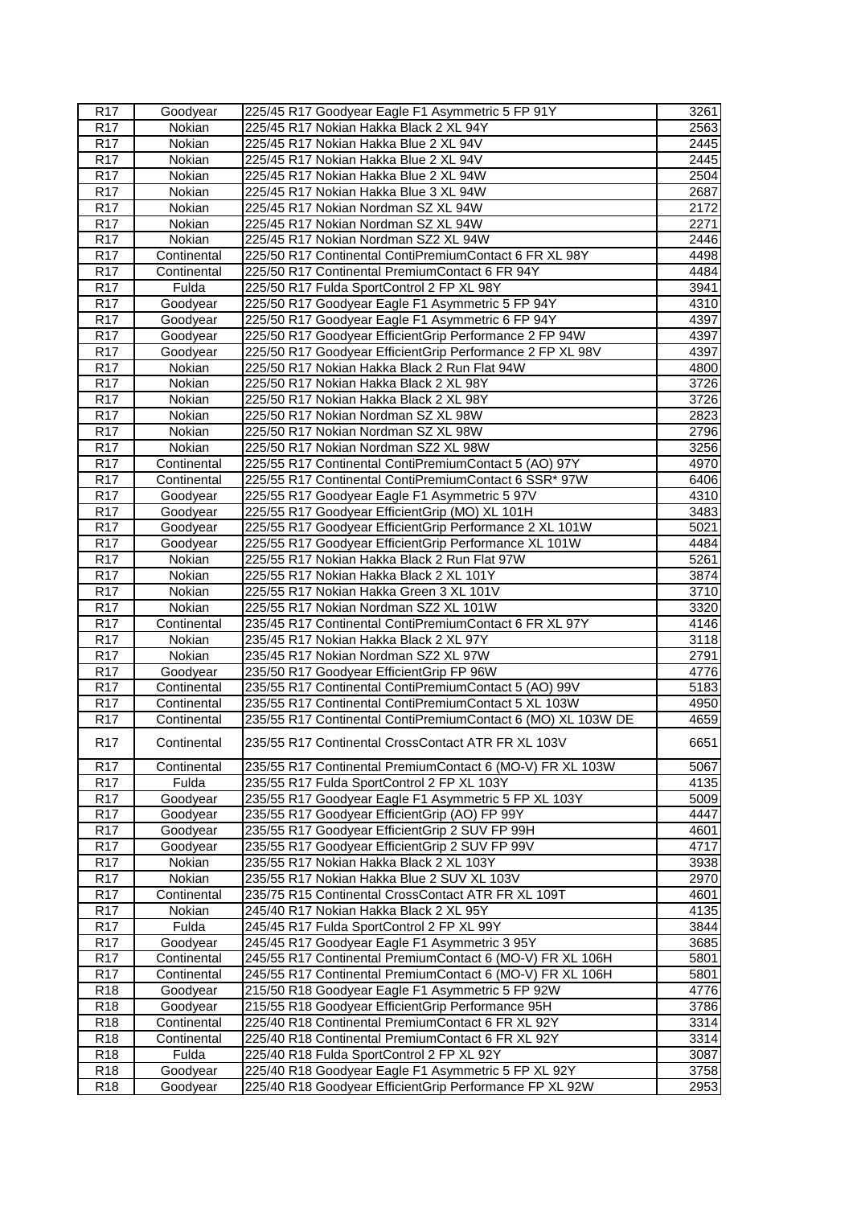| R17 | Goodyear | 225/45 R17 Goodyear Eagle F1 Asymmetric 5 FP 91Y | 3261 |
|---|---|---|---|
| R17 | Nokian | 225/45 R17 Nokian Hakka Black 2 XL 94Y | 2563 |
| R17 | Nokian | 225/45 R17 Nokian Hakka Blue 2 XL 94V | 2445 |
| R17 | Nokian | 225/45 R17 Nokian Hakka Blue 2 XL 94V | 2445 |
| R17 | Nokian | 225/45 R17 Nokian Hakka Blue 2 XL 94W | 2504 |
| R17 | Nokian | 225/45 R17 Nokian Hakka Blue 3 XL 94W | 2687 |
| R17 | Nokian | 225/45 R17 Nokian Nordman SZ XL 94W | 2172 |
| R17 | Nokian | 225/45 R17 Nokian Nordman SZ XL 94W | 2271 |
| R17 | Nokian | 225/45 R17 Nokian Nordman SZ2 XL 94W | 2446 |
| R17 | Continental | 225/50 R17 Continental ContiPremiumContact 6 FR XL 98Y | 4498 |
| R17 | Continental | 225/50 R17 Continental PremiumContact 6 FR 94Y | 4484 |
| R17 | Fulda | 225/50 R17 Fulda SportControl 2 FP XL 98Y | 3941 |
| R17 | Goodyear | 225/50 R17 Goodyear Eagle F1 Asymmetric 5 FP 94Y | 4310 |
| R17 | Goodyear | 225/50 R17 Goodyear Eagle F1 Asymmetric 6 FP 94Y | 4397 |
| R17 | Goodyear | 225/50 R17 Goodyear EfficientGrip Performance 2 FP 94W | 4397 |
| R17 | Goodyear | 225/50 R17 Goodyear EfficientGrip Performance 2 FP XL 98V | 4397 |
| R17 | Nokian | 225/50 R17 Nokian Hakka Black 2 Run Flat 94W | 4800 |
| R17 | Nokian | 225/50 R17 Nokian Hakka Black 2 XL 98Y | 3726 |
| R17 | Nokian | 225/50 R17 Nokian Hakka Black 2 XL 98Y | 3726 |
| R17 | Nokian | 225/50 R17 Nokian Nordman SZ XL 98W | 2823 |
| R17 | Nokian | 225/50 R17 Nokian Nordman SZ XL 98W | 2796 |
| R17 | Nokian | 225/50 R17 Nokian Nordman SZ2 XL 98W | 3256 |
| R17 | Continental | 225/55 R17 Continental ContiPremiumContact 5 (AO) 97Y | 4970 |
| R17 | Continental | 225/55 R17 Continental ContiPremiumContact 6 SSR* 97W | 6406 |
| R17 | Goodyear | 225/55 R17 Goodyear Eagle F1 Asymmetric 5 97V | 4310 |
| R17 | Goodyear | 225/55 R17 Goodyear EfficientGrip (MO) XL 101H | 3483 |
| R17 | Goodyear | 225/55 R17 Goodyear EfficientGrip Performance 2 XL 101W | 5021 |
| R17 | Goodyear | 225/55 R17 Goodyear EfficientGrip Performance XL 101W | 4484 |
| R17 | Nokian | 225/55 R17 Nokian Hakka Black 2 Run Flat 97W | 5261 |
| R17 | Nokian | 225/55 R17 Nokian Hakka Black 2 XL 101Y | 3874 |
| R17 | Nokian | 225/55 R17 Nokian Hakka Green 3 XL 101V | 3710 |
| R17 | Nokian | 225/55 R17 Nokian Nordman SZ2 XL 101W | 3320 |
| R17 | Continental | 235/45 R17 Continental ContiPremiumContact 6 FR XL 97Y | 4146 |
| R17 | Nokian | 235/45 R17 Nokian Hakka Black 2 XL 97Y | 3118 |
| R17 | Nokian | 235/45 R17 Nokian Nordman SZ2 XL 97W | 2791 |
| R17 | Goodyear | 235/50 R17 Goodyear EfficientGrip FP 96W | 4776 |
| R17 | Continental | 235/55 R17 Continental ContiPremiumContact 5 (AO) 99V | 5183 |
| R17 | Continental | 235/55 R17 Continental ContiPremiumContact 5 XL 103W | 4950 |
| R17 | Continental | 235/55 R17 Continental ContiPremiumContact 6 (MO) XL 103W DE | 4659 |
| R17 | Continental | 235/55 R17 Continental CrossContact ATR FR XL 103V | 6651 |
| R17 | Continental | 235/55 R17 Continental PremiumContact 6 (MO-V) FR XL 103W | 5067 |
| R17 | Fulda | 235/55 R17 Fulda SportControl 2 FP XL 103Y | 4135 |
| R17 | Goodyear | 235/55 R17 Goodyear Eagle F1 Asymmetric 5 FP XL 103Y | 5009 |
| R17 | Goodyear | 235/55 R17 Goodyear EfficientGrip (AO) FP 99Y | 4447 |
| R17 | Goodyear | 235/55 R17 Goodyear EfficientGrip 2 SUV FP 99H | 4601 |
| R17 | Goodyear | 235/55 R17 Goodyear EfficientGrip 2 SUV FP 99V | 4717 |
| R17 | Nokian | 235/55 R17 Nokian Hakka Black 2 XL 103Y | 3938 |
| R17 | Nokian | 235/55 R17 Nokian Hakka Blue 2 SUV XL 103V | 2970 |
| R17 | Continental | 235/75 R15 Continental CrossContact ATR FR XL 109T | 4601 |
| R17 | Nokian | 245/40 R17 Nokian Hakka Black 2 XL 95Y | 4135 |
| R17 | Fulda | 245/45 R17 Fulda SportControl 2 FP XL 99Y | 3844 |
| R17 | Goodyear | 245/45 R17 Goodyear Eagle F1 Asymmetric 3 95Y | 3685 |
| R17 | Continental | 245/55 R17 Continental PremiumContact 6 (MO-V) FR XL 106H | 5801 |
| R17 | Continental | 245/55 R17 Continental PremiumContact 6 (MO-V) FR XL 106H | 5801 |
| R18 | Goodyear | 215/50 R18 Goodyear Eagle F1 Asymmetric 5 FP 92W | 4776 |
| R18 | Goodyear | 215/55 R18 Goodyear EfficientGrip Performance 95H | 3786 |
| R18 | Continental | 225/40 R18 Continental PremiumContact 6 FR XL 92Y | 3314 |
| R18 | Continental | 225/40 R18 Continental PremiumContact 6 FR XL 92Y | 3314 |
| R18 | Fulda | 225/40 R18 Fulda SportControl 2 FP XL 92Y | 3087 |
| R18 | Goodyear | 225/40 R18 Goodyear Eagle F1 Asymmetric 5 FP XL 92Y | 3758 |
| R18 | Goodyear | 225/40 R18 Goodyear EfficientGrip Performance FP XL 92W | 2953 |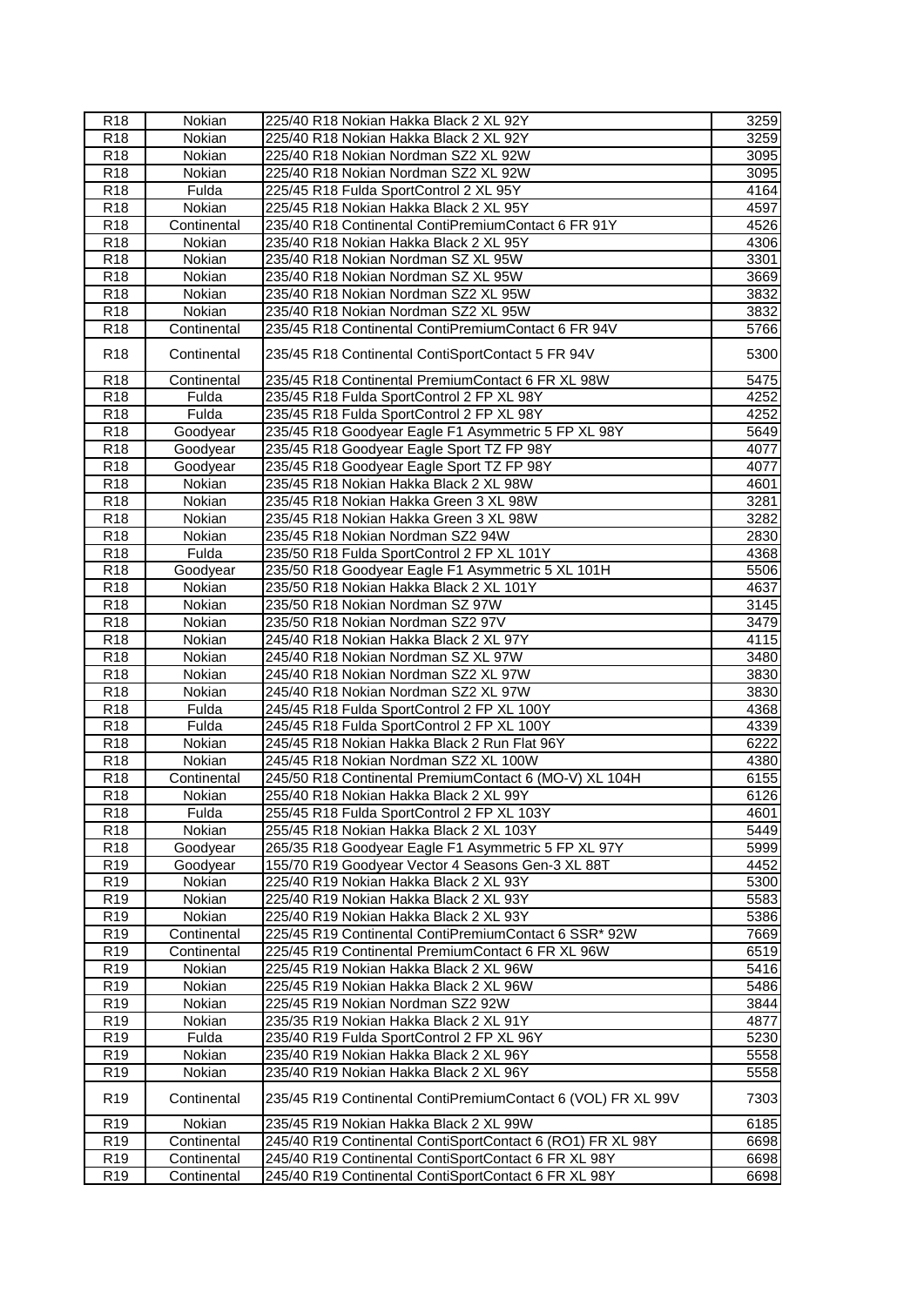| R18 | Nokian | 225/40 R18 Nokian Hakka Black 2 XL 92Y | 3259 |
|---|---|---|---|
| R18 | Nokian | 225/40 R18 Nokian Hakka Black 2 XL 92Y | 3259 |
| R18 | Nokian | 225/40 R18 Nokian Nordman SZ2 XL 92W | 3095 |
| R18 | Nokian | 225/40 R18 Nokian Nordman SZ2 XL 92W | 3095 |
| R18 | Fulda | 225/45 R18 Fulda SportControl 2 XL 95Y | 4164 |
| R18 | Nokian | 225/45 R18 Nokian Hakka Black 2 XL 95Y | 4597 |
| R18 | Continental | 235/40 R18 Continental ContiPremiumContact 6 FR 91Y | 4526 |
| R18 | Nokian | 235/40 R18 Nokian Hakka Black 2 XL 95Y | 4306 |
| R18 | Nokian | 235/40 R18 Nokian Nordman SZ XL 95W | 3301 |
| R18 | Nokian | 235/40 R18 Nokian Nordman SZ XL 95W | 3669 |
| R18 | Nokian | 235/40 R18 Nokian Nordman SZ2 XL 95W | 3832 |
| R18 | Nokian | 235/40 R18 Nokian Nordman SZ2 XL 95W | 3832 |
| R18 | Continental | 235/45 R18 Continental ContiPremiumContact 6 FR 94V | 5766 |
| R18 | Continental | 235/45 R18 Continental ContiSportContact 5 FR 94V | 5300 |
| R18 | Continental | 235/45 R18 Continental PremiumContact 6 FR XL 98W | 5475 |
| R18 | Fulda | 235/45 R18 Fulda SportControl 2 FP XL 98Y | 4252 |
| R18 | Fulda | 235/45 R18 Fulda SportControl 2 FP XL 98Y | 4252 |
| R18 | Goodyear | 235/45 R18 Goodyear Eagle F1 Asymmetric 5 FP XL 98Y | 5649 |
| R18 | Goodyear | 235/45 R18 Goodyear Eagle Sport TZ FP 98Y | 4077 |
| R18 | Goodyear | 235/45 R18 Goodyear Eagle Sport TZ FP 98Y | 4077 |
| R18 | Nokian | 235/45 R18 Nokian Hakka Black 2 XL 98W | 4601 |
| R18 | Nokian | 235/45 R18 Nokian Hakka Green 3 XL 98W | 3281 |
| R18 | Nokian | 235/45 R18 Nokian Hakka Green 3 XL 98W | 3282 |
| R18 | Nokian | 235/45 R18 Nokian Nordman SZ2 94W | 2830 |
| R18 | Fulda | 235/50 R18 Fulda SportControl 2 FP XL 101Y | 4368 |
| R18 | Goodyear | 235/50 R18 Goodyear Eagle F1 Asymmetric 5 XL 101H | 5506 |
| R18 | Nokian | 235/50 R18 Nokian Hakka Black 2 XL 101Y | 4637 |
| R18 | Nokian | 235/50 R18 Nokian Nordman SZ 97W | 3145 |
| R18 | Nokian | 235/50 R18 Nokian Nordman SZ2 97V | 3479 |
| R18 | Nokian | 245/40 R18 Nokian Hakka Black 2 XL 97Y | 4115 |
| R18 | Nokian | 245/40 R18 Nokian Nordman SZ XL 97W | 3480 |
| R18 | Nokian | 245/40 R18 Nokian Nordman SZ2 XL 97W | 3830 |
| R18 | Nokian | 245/40 R18 Nokian Nordman SZ2 XL 97W | 3830 |
| R18 | Fulda | 245/45 R18 Fulda SportControl 2 FP XL 100Y | 4368 |
| R18 | Fulda | 245/45 R18 Fulda SportControl 2 FP XL 100Y | 4339 |
| R18 | Nokian | 245/45 R18 Nokian Hakka Black 2 Run Flat 96Y | 6222 |
| R18 | Nokian | 245/45 R18 Nokian Nordman SZ2 XL 100W | 4380 |
| R18 | Continental | 245/50 R18 Continental PremiumContact 6 (MO-V) XL 104H | 6155 |
| R18 | Nokian | 255/40 R18 Nokian Hakka Black 2 XL 99Y | 6126 |
| R18 | Fulda | 255/45 R18 Fulda SportControl 2 FP XL 103Y | 4601 |
| R18 | Nokian | 255/45 R18 Nokian Hakka Black 2 XL 103Y | 5449 |
| R18 | Goodyear | 265/35 R18 Goodyear Eagle F1 Asymmetric 5 FP XL 97Y | 5999 |
| R19 | Goodyear | 155/70 R19 Goodyear Vector 4 Seasons Gen-3 XL 88T | 4452 |
| R19 | Nokian | 225/40 R19 Nokian Hakka Black 2 XL 93Y | 5300 |
| R19 | Nokian | 225/40 R19 Nokian Hakka Black 2 XL 93Y | 5583 |
| R19 | Nokian | 225/40 R19 Nokian Hakka Black 2 XL 93Y | 5386 |
| R19 | Continental | 225/45 R19 Continental ContiPremiumContact 6 SSR* 92W | 7669 |
| R19 | Continental | 225/45 R19 Continental PremiumContact 6 FR XL 96W | 6519 |
| R19 | Nokian | 225/45 R19 Nokian Hakka Black 2 XL 96W | 5416 |
| R19 | Nokian | 225/45 R19 Nokian Hakka Black 2 XL 96W | 5486 |
| R19 | Nokian | 225/45 R19 Nokian Nordman SZ2 92W | 3844 |
| R19 | Nokian | 235/35 R19 Nokian Hakka Black 2 XL 91Y | 4877 |
| R19 | Fulda | 235/40 R19 Fulda SportControl 2 FP XL 96Y | 5230 |
| R19 | Nokian | 235/40 R19 Nokian Hakka Black 2 XL 96Y | 5558 |
| R19 | Nokian | 235/40 R19 Nokian Hakka Black 2 XL 96Y | 5558 |
| R19 | Continental | 235/45 R19 Continental ContiPremiumContact 6 (VOL) FR XL 99V | 7303 |
| R19 | Nokian | 235/45 R19 Nokian Hakka Black 2 XL 99W | 6185 |
| R19 | Continental | 245/40 R19 Continental ContiSportContact 6 (RO1) FR XL 98Y | 6698 |
| R19 | Continental | 245/40 R19 Continental ContiSportContact 6 FR XL 98Y | 6698 |
| R19 | Continental | 245/40 R19 Continental ContiSportContact 6 FR XL 98Y | 6698 |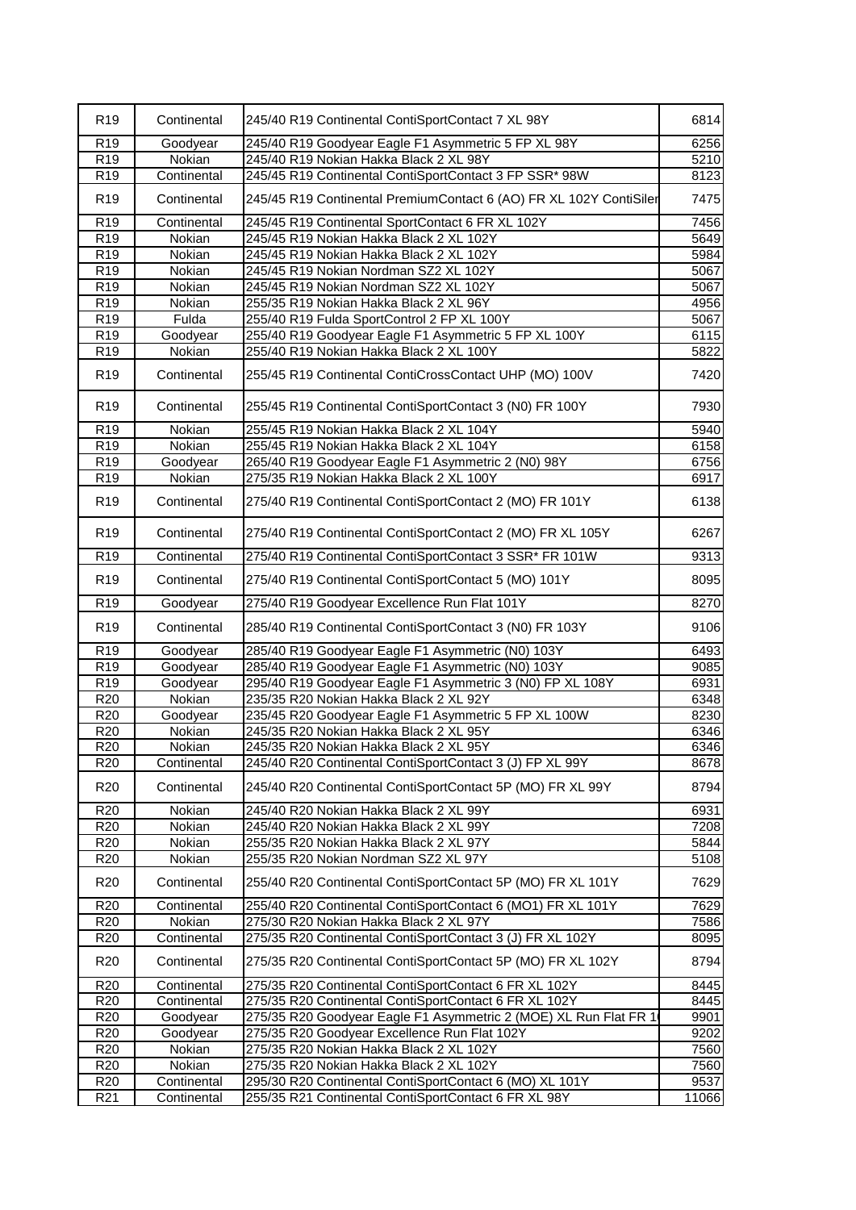| | | | |
|---|---|---|---|
| R19 | Continental | 245/40 R19 Continental ContiSportContact 7 XL 98Y | 6814 |
| R19 | Goodyear | 245/40 R19 Goodyear Eagle F1 Asymmetric 5 FP XL 98Y | 6256 |
| R19 | Nokian | 245/40 R19 Nokian Hakka Black 2 XL 98Y | 5210 |
| R19 | Continental | 245/45 R19 Continental ContiSportContact 3 FP SSR* 98W | 8123 |
| R19 | Continental | 245/45 R19 Continental PremiumContact 6 (AO) FR XL 102Y ContiSiler | 7475 |
| R19 | Continental | 245/45 R19 Continental SportContact 6 FR XL 102Y | 7456 |
| R19 | Nokian | 245/45 R19 Nokian Hakka Black 2 XL 102Y | 5649 |
| R19 | Nokian | 245/45 R19 Nokian Hakka Black 2 XL 102Y | 5984 |
| R19 | Nokian | 245/45 R19 Nokian Nordman SZ2 XL 102Y | 5067 |
| R19 | Nokian | 245/45 R19 Nokian Nordman SZ2 XL 102Y | 5067 |
| R19 | Nokian | 255/35 R19 Nokian Hakka Black 2 XL 96Y | 4956 |
| R19 | Fulda | 255/40 R19 Fulda SportControl 2 FP XL 100Y | 5067 |
| R19 | Goodyear | 255/40 R19 Goodyear Eagle F1 Asymmetric 5 FP XL 100Y | 6115 |
| R19 | Nokian | 255/40 R19 Nokian Hakka Black 2 XL 100Y | 5822 |
| R19 | Continental | 255/45 R19 Continental ContiCrossContact UHP (MO) 100V | 7420 |
| R19 | Continental | 255/45 R19 Continental ContiSportContact 3 (N0) FR 100Y | 7930 |
| R19 | Nokian | 255/45 R19 Nokian Hakka Black 2 XL 104Y | 5940 |
| R19 | Nokian | 255/45 R19 Nokian Hakka Black 2 XL 104Y | 6158 |
| R19 | Goodyear | 265/40 R19 Goodyear Eagle F1 Asymmetric 2 (N0) 98Y | 6756 |
| R19 | Nokian | 275/35 R19 Nokian Hakka Black 2 XL 100Y | 6917 |
| R19 | Continental | 275/40 R19 Continental ContiSportContact 2 (MO) FR 101Y | 6138 |
| R19 | Continental | 275/40 R19 Continental ContiSportContact 2 (MO) FR XL 105Y | 6267 |
| R19 | Continental | 275/40 R19 Continental ContiSportContact 3 SSR* FR 101W | 9313 |
| R19 | Continental | 275/40 R19 Continental ContiSportContact 5 (MO) 101Y | 8095 |
| R19 | Goodyear | 275/40 R19 Goodyear Excellence Run Flat 101Y | 8270 |
| R19 | Continental | 285/40 R19 Continental ContiSportContact 3 (N0) FR 103Y | 9106 |
| R19 | Goodyear | 285/40 R19 Goodyear Eagle F1 Asymmetric (N0) 103Y | 6493 |
| R19 | Goodyear | 285/40 R19 Goodyear Eagle F1 Asymmetric (N0) 103Y | 9085 |
| R19 | Goodyear | 295/40 R19 Goodyear Eagle F1 Asymmetric 3 (N0) FP XL 108Y | 6931 |
| R20 | Nokian | 235/35 R20 Nokian Hakka Black 2 XL 92Y | 6348 |
| R20 | Goodyear | 235/45 R20 Goodyear Eagle F1 Asymmetric 5 FP XL 100W | 8230 |
| R20 | Nokian | 245/35 R20 Nokian Hakka Black 2 XL 95Y | 6346 |
| R20 | Nokian | 245/35 R20 Nokian Hakka Black 2 XL 95Y | 6346 |
| R20 | Continental | 245/40 R20 Continental ContiSportContact 3 (J) FP XL 99Y | 8678 |
| R20 | Continental | 245/40 R20 Continental ContiSportContact 5P (MO) FR XL 99Y | 8794 |
| R20 | Nokian | 245/40 R20 Nokian Hakka Black 2 XL 99Y | 6931 |
| R20 | Nokian | 245/40 R20 Nokian Hakka Black 2 XL 99Y | 7208 |
| R20 | Nokian | 255/35 R20 Nokian Hakka Black 2 XL 97Y | 5844 |
| R20 | Nokian | 255/35 R20 Nokian Nordman SZ2 XL 97Y | 5108 |
| R20 | Continental | 255/40 R20 Continental ContiSportContact 5P (MO) FR XL 101Y | 7629 |
| R20 | Continental | 255/40 R20 Continental ContiSportContact 6 (MO1) FR XL 101Y | 7629 |
| R20 | Nokian | 275/30 R20 Nokian Hakka Black 2 XL 97Y | 7586 |
| R20 | Continental | 275/35 R20 Continental ContiSportContact 3 (J) FR XL 102Y | 8095 |
| R20 | Continental | 275/35 R20 Continental ContiSportContact 5P (MO) FR XL 102Y | 8794 |
| R20 | Continental | 275/35 R20 Continental ContiSportContact 6 FR XL 102Y | 8445 |
| R20 | Continental | 275/35 R20 Continental ContiSportContact 6 FR XL 102Y | 8445 |
| R20 | Goodyear | 275/35 R20 Goodyear Eagle F1 Asymmetric 2 (MOE) XL Run Flat FR 1 | 9901 |
| R20 | Goodyear | 275/35 R20 Goodyear Excellence Run Flat 102Y | 9202 |
| R20 | Nokian | 275/35 R20 Nokian Hakka Black 2 XL 102Y | 7560 |
| R20 | Nokian | 275/35 R20 Nokian Hakka Black 2 XL 102Y | 7560 |
| R20 | Continental | 295/30 R20 Continental ContiSportContact 6 (MO) XL 101Y | 9537 |
| R21 | Continental | 255/35 R21 Continental ContiSportContact 6 FR XL 98Y | 11066 |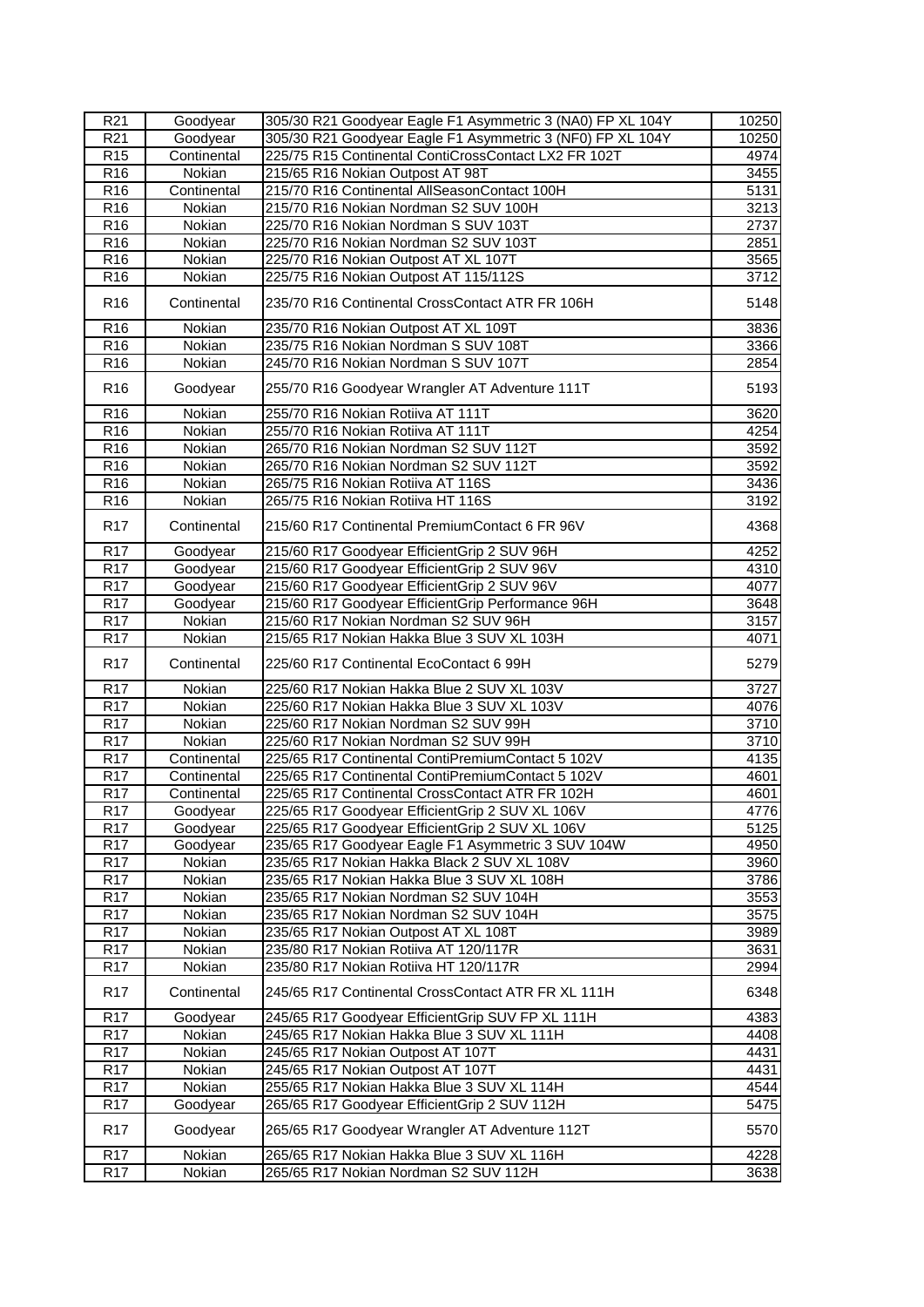| | | | |
|---|---|---|---|
| R21 | Goodyear | 305/30 R21 Goodyear Eagle F1 Asymmetric 3 (NA0) FP XL 104Y | 10250 |
| R21 | Goodyear | 305/30 R21 Goodyear Eagle F1 Asymmetric 3 (NF0) FP XL 104Y | 10250 |
| R15 | Continental | 225/75 R15 Continental ContiCrossContact LX2 FR 102T | 4974 |
| R16 | Nokian | 215/65 R16 Nokian Outpost AT 98T | 3455 |
| R16 | Continental | 215/70 R16 Continental AllSeasonContact 100H | 5131 |
| R16 | Nokian | 215/70 R16 Nokian Nordman S2 SUV 100H | 3213 |
| R16 | Nokian | 225/70 R16 Nokian Nordman S SUV 103T | 2737 |
| R16 | Nokian | 225/70 R16 Nokian Nordman S2 SUV 103T | 2851 |
| R16 | Nokian | 225/70 R16 Nokian Outpost AT XL 107T | 3565 |
| R16 | Nokian | 225/75 R16 Nokian Outpost AT 115/112S | 3712 |
| R16 | Continental | 235/70 R16 Continental CrossContact ATR FR 106H | 5148 |
| R16 | Nokian | 235/70 R16 Nokian Outpost AT XL 109T | 3836 |
| R16 | Nokian | 235/75 R16 Nokian Nordman S SUV 108T | 3366 |
| R16 | Nokian | 245/70 R16 Nokian Nordman S SUV 107T | 2854 |
| R16 | Goodyear | 255/70 R16 Goodyear Wrangler AT Adventure 111T | 5193 |
| R16 | Nokian | 255/70 R16 Nokian Rotiiva AT 111T | 3620 |
| R16 | Nokian | 255/70 R16 Nokian Rotiiva AT 111T | 4254 |
| R16 | Nokian | 265/70 R16 Nokian Nordman S2 SUV 112T | 3592 |
| R16 | Nokian | 265/70 R16 Nokian Nordman S2 SUV 112T | 3592 |
| R16 | Nokian | 265/75 R16 Nokian Rotiiva AT 116S | 3436 |
| R16 | Nokian | 265/75 R16 Nokian Rotiiva HT 116S | 3192 |
| R17 | Continental | 215/60 R17 Continental PremiumContact 6 FR 96V | 4368 |
| R17 | Goodyear | 215/60 R17 Goodyear EfficientGrip 2 SUV 96H | 4252 |
| R17 | Goodyear | 215/60 R17 Goodyear EfficientGrip 2 SUV 96V | 4310 |
| R17 | Goodyear | 215/60 R17 Goodyear EfficientGrip 2 SUV 96V | 4077 |
| R17 | Goodyear | 215/60 R17 Goodyear EfficientGrip Performance 96H | 3648 |
| R17 | Nokian | 215/60 R17 Nokian Nordman S2 SUV 96H | 3157 |
| R17 | Nokian | 215/65 R17 Nokian Hakka Blue 3 SUV XL 103H | 4071 |
| R17 | Continental | 225/60 R17 Continental EcoContact 6 99H | 5279 |
| R17 | Nokian | 225/60 R17 Nokian Hakka Blue 2 SUV XL 103V | 3727 |
| R17 | Nokian | 225/60 R17 Nokian Hakka Blue 3 SUV XL 103V | 4076 |
| R17 | Nokian | 225/60 R17 Nokian Nordman S2 SUV 99H | 3710 |
| R17 | Nokian | 225/60 R17 Nokian Nordman S2 SUV 99H | 3710 |
| R17 | Continental | 225/65 R17 Continental ContiPremiumContact 5 102V | 4135 |
| R17 | Continental | 225/65 R17 Continental ContiPremiumContact 5 102V | 4601 |
| R17 | Continental | 225/65 R17 Continental CrossContact ATR FR 102H | 4601 |
| R17 | Goodyear | 225/65 R17 Goodyear EfficientGrip 2 SUV XL 106V | 4776 |
| R17 | Goodyear | 225/65 R17 Goodyear EfficientGrip 2 SUV XL 106V | 5125 |
| R17 | Goodyear | 235/65 R17 Goodyear Eagle F1 Asymmetric 3 SUV 104W | 4950 |
| R17 | Nokian | 235/65 R17 Nokian Hakka Black 2 SUV XL 108V | 3960 |
| R17 | Nokian | 235/65 R17 Nokian Hakka Blue 3 SUV XL 108H | 3786 |
| R17 | Nokian | 235/65 R17 Nokian Nordman S2 SUV 104H | 3553 |
| R17 | Nokian | 235/65 R17 Nokian Nordman S2 SUV 104H | 3575 |
| R17 | Nokian | 235/65 R17 Nokian Outpost AT XL 108T | 3989 |
| R17 | Nokian | 235/80 R17 Nokian Rotiiva AT 120/117R | 3631 |
| R17 | Nokian | 235/80 R17 Nokian Rotiiva HT 120/117R | 2994 |
| R17 | Continental | 245/65 R17 Continental CrossContact ATR FR XL 111H | 6348 |
| R17 | Goodyear | 245/65 R17 Goodyear EfficientGrip SUV FP XL 111H | 4383 |
| R17 | Nokian | 245/65 R17 Nokian Hakka Blue 3 SUV XL 111H | 4408 |
| R17 | Nokian | 245/65 R17 Nokian Outpost AT 107T | 4431 |
| R17 | Nokian | 245/65 R17 Nokian Outpost AT 107T | 4431 |
| R17 | Nokian | 255/65 R17 Nokian Hakka Blue 3 SUV XL 114H | 4544 |
| R17 | Goodyear | 265/65 R17 Goodyear EfficientGrip 2 SUV 112H | 5475 |
| R17 | Goodyear | 265/65 R17 Goodyear Wrangler AT Adventure 112T | 5570 |
| R17 | Nokian | 265/65 R17 Nokian Hakka Blue 3 SUV XL 116H | 4228 |
| R17 | Nokian | 265/65 R17 Nokian Nordman S2 SUV 112H | 3638 |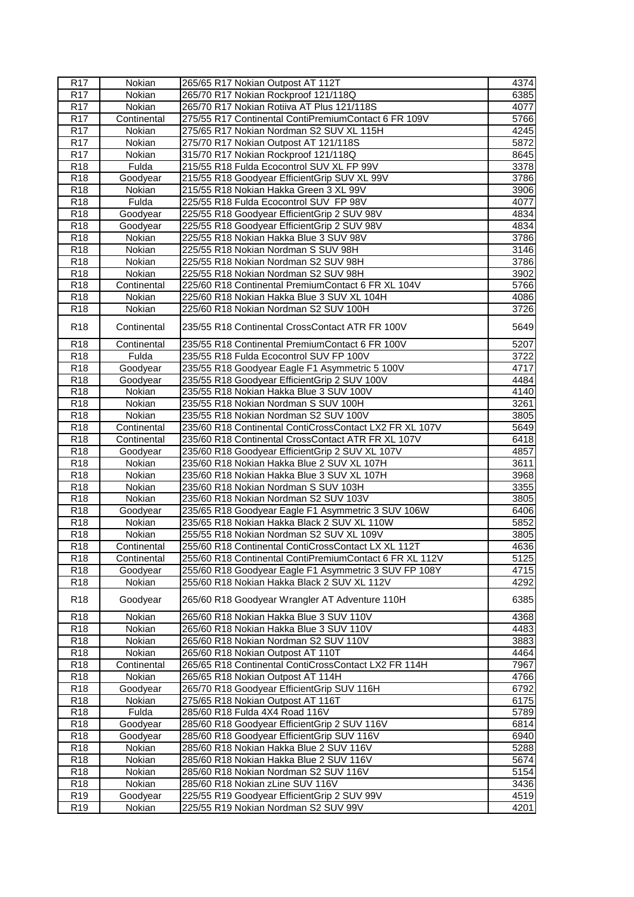| R17 | Nokian | 265/65 R17 Nokian Outpost AT 112T | 4374 |
|---|---|---|---|
| R17 | Nokian | 265/70 R17 Nokian Rockproof 121/118Q | 6385 |
| R17 | Nokian | 265/70 R17 Nokian Rotiiva AT Plus 121/118S | 4077 |
| R17 | Continental | 275/55 R17 Continental ContiPremiumContact 6 FR 109V | 5766 |
| R17 | Nokian | 275/65 R17 Nokian Nordman S2 SUV XL 115H | 4245 |
| R17 | Nokian | 275/70 R17 Nokian Outpost AT 121/118S | 5872 |
| R17 | Nokian | 315/70 R17 Nokian Rockproof 121/118Q | 8645 |
| R18 | Fulda | 215/55 R18 Fulda Ecocontrol SUV XL FP 99V | 3378 |
| R18 | Goodyear | 215/55 R18 Goodyear EfficientGrip SUV XL 99V | 3786 |
| R18 | Nokian | 215/55 R18 Nokian Hakka Green 3 XL 99V | 3906 |
| R18 | Fulda | 225/55 R18 Fulda Ecocontrol SUV FP 98V | 4077 |
| R18 | Goodyear | 225/55 R18 Goodyear EfficientGrip 2 SUV 98V | 4834 |
| R18 | Goodyear | 225/55 R18 Goodyear EfficientGrip 2 SUV 98V | 4834 |
| R18 | Nokian | 225/55 R18 Nokian Hakka Blue 3 SUV 98V | 3786 |
| R18 | Nokian | 225/55 R18 Nokian Nordman S SUV 98H | 3146 |
| R18 | Nokian | 225/55 R18 Nokian Nordman S2 SUV 98H | 3786 |
| R18 | Nokian | 225/55 R18 Nokian Nordman S2 SUV 98H | 3902 |
| R18 | Continental | 225/60 R18 Continental PremiumContact 6 FR XL 104V | 5766 |
| R18 | Nokian | 225/60 R18 Nokian Hakka Blue 3 SUV XL 104H | 4086 |
| R18 | Nokian | 225/60 R18 Nokian Nordman S2 SUV 100H | 3726 |
| R18 | Continental | 235/55 R18 Continental CrossContact ATR FR 100V | 5649 |
| R18 | Continental | 235/55 R18 Continental PremiumContact 6 FR 100V | 5207 |
| R18 | Fulda | 235/55 R18 Fulda Ecocontrol SUV FP 100V | 3722 |
| R18 | Goodyear | 235/55 R18 Goodyear Eagle F1 Asymmetric 5 100V | 4717 |
| R18 | Goodyear | 235/55 R18 Goodyear EfficientGrip 2 SUV 100V | 4484 |
| R18 | Nokian | 235/55 R18 Nokian Hakka Blue 3 SUV 100V | 4140 |
| R18 | Nokian | 235/55 R18 Nokian Nordman S SUV 100H | 3261 |
| R18 | Nokian | 235/55 R18 Nokian Nordman S2 SUV 100V | 3805 |
| R18 | Continental | 235/60 R18 Continental ContiCrossContact LX2 FR XL 107V | 5649 |
| R18 | Continental | 235/60 R18 Continental CrossContact ATR FR XL 107V | 6418 |
| R18 | Goodyear | 235/60 R18 Goodyear EfficientGrip 2 SUV XL 107V | 4857 |
| R18 | Nokian | 235/60 R18 Nokian Hakka Blue 2 SUV XL 107H | 3611 |
| R18 | Nokian | 235/60 R18 Nokian Hakka Blue 3 SUV XL 107H | 3968 |
| R18 | Nokian | 235/60 R18 Nokian Nordman S SUV 103H | 3355 |
| R18 | Nokian | 235/60 R18 Nokian Nordman S2 SUV 103V | 3805 |
| R18 | Goodyear | 235/65 R18 Goodyear Eagle F1 Asymmetric 3 SUV 106W | 6406 |
| R18 | Nokian | 235/65 R18 Nokian Hakka Black 2 SUV XL 110W | 5852 |
| R18 | Nokian | 255/55 R18 Nokian Nordman S2 SUV XL 109V | 3805 |
| R18 | Continental | 255/60 R18 Continental ContiCrossContact LX XL 112T | 4636 |
| R18 | Continental | 255/60 R18 Continental ContiPremiumContact 6 FR XL 112V | 5125 |
| R18 | Goodyear | 255/60 R18 Goodyear Eagle F1 Asymmetric 3 SUV FP 108Y | 4715 |
| R18 | Nokian | 255/60 R18 Nokian Hakka Black 2 SUV XL 112V | 4292 |
| R18 | Goodyear | 265/60 R18 Goodyear Wrangler AT Adventure 110H | 6385 |
| R18 | Nokian | 265/60 R18 Nokian Hakka Blue 3 SUV 110V | 4368 |
| R18 | Nokian | 265/60 R18 Nokian Hakka Blue 3 SUV 110V | 4483 |
| R18 | Nokian | 265/60 R18 Nokian Nordman S2 SUV 110V | 3883 |
| R18 | Nokian | 265/60 R18 Nokian Outpost AT 110T | 4464 |
| R18 | Continental | 265/65 R18 Continental ContiCrossContact LX2 FR 114H | 7967 |
| R18 | Nokian | 265/65 R18 Nokian Outpost AT 114H | 4766 |
| R18 | Goodyear | 265/70 R18 Goodyear EfficientGrip SUV 116H | 6792 |
| R18 | Nokian | 275/65 R18 Nokian Outpost AT 116T | 6175 |
| R18 | Fulda | 285/60 R18 Fulda 4X4 Road 116V | 5789 |
| R18 | Goodyear | 285/60 R18 Goodyear EfficientGrip 2 SUV 116V | 6814 |
| R18 | Goodyear | 285/60 R18 Goodyear EfficientGrip SUV 116V | 6940 |
| R18 | Nokian | 285/60 R18 Nokian Hakka Blue 2 SUV 116V | 5288 |
| R18 | Nokian | 285/60 R18 Nokian Hakka Blue 2 SUV 116V | 5674 |
| R18 | Nokian | 285/60 R18 Nokian Nordman S2 SUV 116V | 5154 |
| R18 | Nokian | 285/60 R18 Nokian zLine SUV 116V | 3436 |
| R19 | Goodyear | 225/55 R19 Goodyear EfficientGrip 2 SUV 99V | 4519 |
| R19 | Nokian | 225/55 R19 Nokian Nordman S2 SUV 99V | 4201 |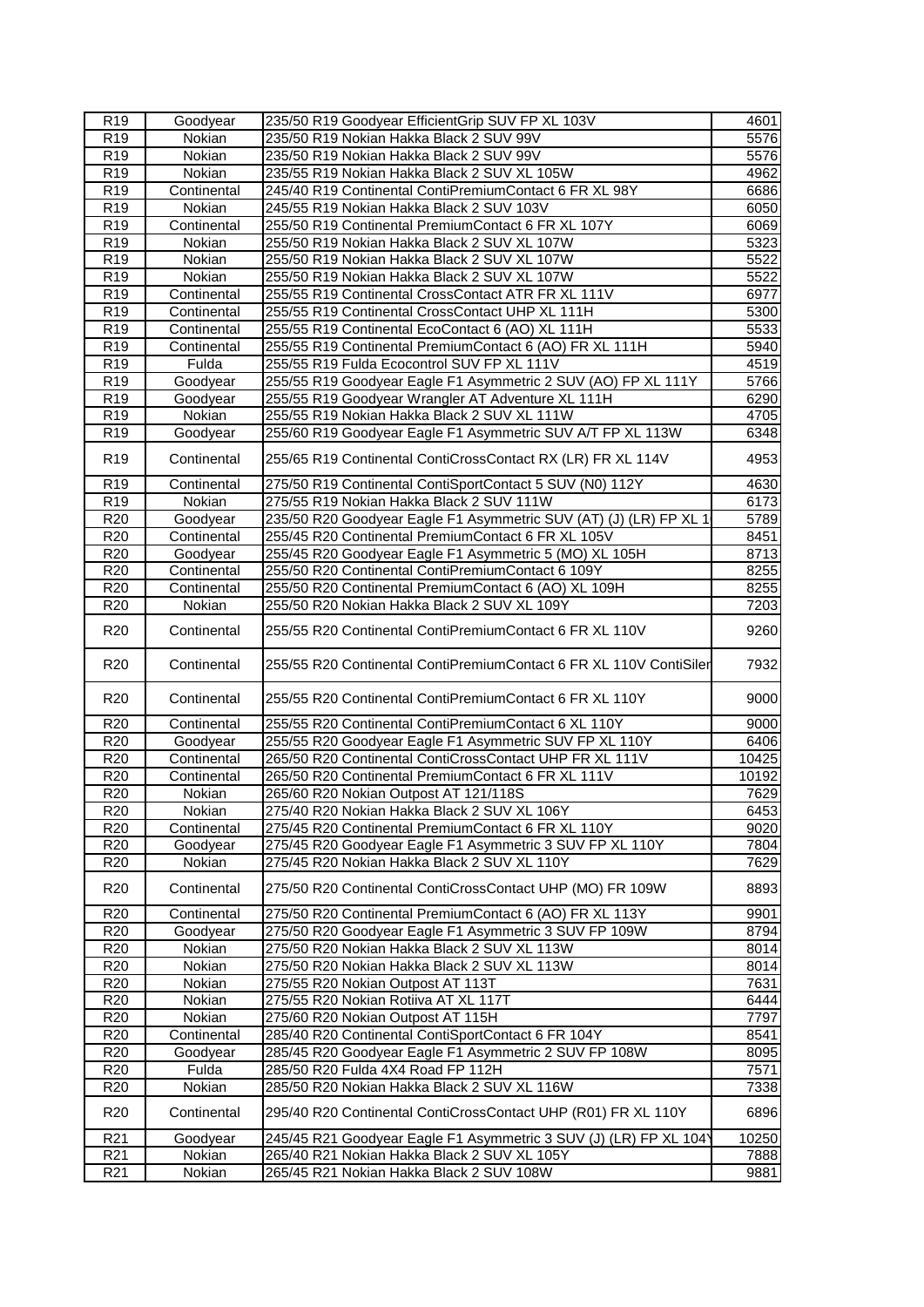| R19 | Goodyear | 235/50 R19 Goodyear EfficientGrip SUV FP XL 103V | 4601 |
|---|---|---|---|
| R19 | Nokian | 235/50 R19 Nokian Hakka Black 2 SUV 99V | 5576 |
| R19 | Nokian | 235/50 R19 Nokian Hakka Black 2 SUV 99V | 5576 |
| R19 | Nokian | 235/55 R19 Nokian Hakka Black 2 SUV XL 105W | 4962 |
| R19 | Continental | 245/40 R19 Continental ContiPremiumContact 6 FR XL 98Y | 6686 |
| R19 | Nokian | 245/55 R19 Nokian Hakka Black 2 SUV 103V | 6050 |
| R19 | Continental | 255/50 R19 Continental PremiumContact 6 FR XL 107Y | 6069 |
| R19 | Nokian | 255/50 R19 Nokian Hakka Black 2 SUV XL 107W | 5323 |
| R19 | Nokian | 255/50 R19 Nokian Hakka Black 2 SUV XL 107W | 5522 |
| R19 | Nokian | 255/50 R19 Nokian Hakka Black 2 SUV XL 107W | 5522 |
| R19 | Continental | 255/55 R19 Continental CrossContact ATR FR XL 111V | 6977 |
| R19 | Continental | 255/55 R19 Continental CrossContact UHP XL 111H | 5300 |
| R19 | Continental | 255/55 R19 Continental EcoContact 6 (AO) XL 111H | 5533 |
| R19 | Continental | 255/55 R19 Continental PremiumContact 6 (AO) FR XL 111H | 5940 |
| R19 | Fulda | 255/55 R19 Fulda Ecocontrol SUV FP XL 111V | 4519 |
| R19 | Goodyear | 255/55 R19 Goodyear Eagle F1 Asymmetric 2 SUV (AO) FP XL 111Y | 5766 |
| R19 | Goodyear | 255/55 R19 Goodyear Wrangler AT Adventure XL 111H | 6290 |
| R19 | Nokian | 255/55 R19 Nokian Hakka Black 2 SUV XL 111W | 4705 |
| R19 | Goodyear | 255/60 R19 Goodyear Eagle F1 Asymmetric SUV A/T FP XL 113W | 6348 |
| R19 | Continental | 255/65 R19 Continental ContiCrossContact RX (LR) FR XL 114V | 4953 |
| R19 | Continental | 275/50 R19 Continental ContiSportContact 5 SUV (N0) 112Y | 4630 |
| R19 | Nokian | 275/55 R19 Nokian Hakka Black 2 SUV 111W | 6173 |
| R20 | Goodyear | 235/50 R20 Goodyear Eagle F1 Asymmetric 3 SUV (AT) (J) (LR) FP XL 1 | 5789 |
| R20 | Continental | 255/45 R20 Continental PremiumContact 6 FR XL 105V | 8451 |
| R20 | Goodyear | 255/45 R20 Goodyear Eagle F1 Asymmetric 5 (MO) XL 105H | 8713 |
| R20 | Continental | 255/50 R20 Continental ContiPremiumContact 6 109Y | 8255 |
| R20 | Continental | 255/50 R20 Continental PremiumContact 6 (AO) XL 109H | 8255 |
| R20 | Nokian | 255/50 R20 Nokian Hakka Black 2 SUV XL 109Y | 7203 |
| R20 | Continental | 255/55 R20 Continental ContiPremiumContact 6 FR XL 110V | 9260 |
| R20 | Continental | 255/55 R20 Continental ContiPremiumContact 6 FR XL 110V ContiSiler | 7932 |
| R20 | Continental | 255/55 R20 Continental ContiPremiumContact 6 FR XL 110Y | 9000 |
| R20 | Continental | 255/55 R20 Continental ContiPremiumContact 6 XL 110Y | 9000 |
| R20 | Goodyear | 255/55 R20 Goodyear Eagle F1 Asymmetric SUV FP XL 110Y | 6406 |
| R20 | Continental | 265/50 R20 Continental ContiCrossContact UHP FR XL 111V | 10425 |
| R20 | Continental | 265/50 R20 Continental PremiumContact 6 FR XL 111V | 10192 |
| R20 | Nokian | 265/60 R20 Nokian Outpost AT 121/118S | 7629 |
| R20 | Nokian | 275/40 R20 Nokian Hakka Black 2 SUV XL 106Y | 6453 |
| R20 | Continental | 275/45 R20 Continental PremiumContact 6 FR XL 110Y | 9020 |
| R20 | Goodyear | 275/45 R20 Goodyear Eagle F1 Asymmetric 3 SUV FP XL 110Y | 7804 |
| R20 | Nokian | 275/45 R20 Nokian Hakka Black 2 SUV XL 110Y | 7629 |
| R20 | Continental | 275/50 R20 Continental ContiCrossContact UHP (MO) FR 109W | 8893 |
| R20 | Continental | 275/50 R20 Continental PremiumContact 6 (AO) FR XL 113Y | 9901 |
| R20 | Goodyear | 275/50 R20 Goodyear Eagle F1 Asymmetric 3 SUV FP 109W | 8794 |
| R20 | Nokian | 275/50 R20 Nokian Hakka Black 2 SUV XL 113W | 8014 |
| R20 | Nokian | 275/50 R20 Nokian Hakka Black 2 SUV XL 113W | 8014 |
| R20 | Nokian | 275/55 R20 Nokian Outpost AT 113T | 7631 |
| R20 | Nokian | 275/55 R20 Nokian Rotiiva AT XL 117T | 6444 |
| R20 | Nokian | 275/60 R20 Nokian Outpost AT 115H | 7797 |
| R20 | Continental | 285/40 R20 Continental ContiSportContact 6 FR 104Y | 8541 |
| R20 | Goodyear | 285/45 R20 Goodyear Eagle F1 Asymmetric 2 SUV FP 108W | 8095 |
| R20 | Fulda | 285/50 R20 Fulda 4X4 Road FP 112H | 7571 |
| R20 | Nokian | 285/50 R20 Nokian Hakka Black 2 SUV XL 116W | 7338 |
| R20 | Continental | 295/40 R20 Continental ContiCrossContact UHP (R01) FR XL 110Y | 6896 |
| R21 | Goodyear | 245/45 R21 Goodyear Eagle F1 Asymmetric 3 SUV (J) (LR) FP XL 104Y | 10250 |
| R21 | Nokian | 265/40 R21 Nokian Hakka Black 2 SUV XL 105Y | 7888 |
| R21 | Nokian | 265/45 R21 Nokian Hakka Black 2 SUV 108W | 9881 |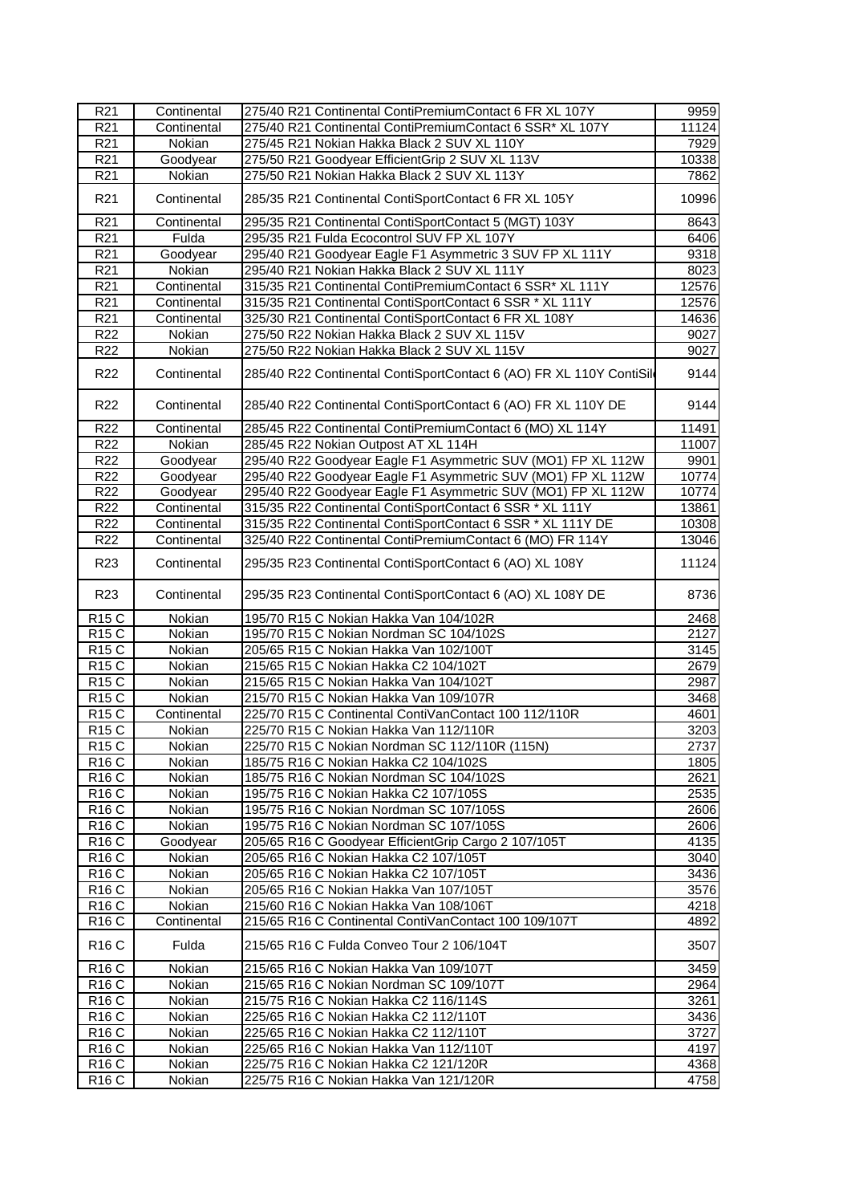| R21 | Continental | 275/40 R21 Continental ContiPremiumContact 6 FR XL 107Y | 9959 |
|---|---|---|---|
| R21 | Continental | 275/40 R21 Continental ContiPremiumContact 6 SSR* XL 107Y | 11124 |
| R21 | Nokian | 275/45 R21 Nokian Hakka Black 2 SUV XL 110Y | 7929 |
| R21 | Goodyear | 275/50 R21 Goodyear EfficientGrip 2 SUV XL 113V | 10338 |
| R21 | Nokian | 275/50 R21 Nokian Hakka Black 2 SUV XL 113Y | 7862 |
| R21 | Continental | 285/35 R21 Continental ContiSportContact 6 FR XL 105Y | 10996 |
| R21 | Continental | 295/35 R21 Continental ContiSportContact 5 (MGT) 103Y | 8643 |
| R21 | Fulda | 295/35 R21 Fulda Ecocontrol SUV FP XL 107Y | 6406 |
| R21 | Goodyear | 295/40 R21 Goodyear Eagle F1 Asymmetric 3 SUV FP XL 111Y | 9318 |
| R21 | Nokian | 295/40 R21 Nokian Hakka Black 2 SUV XL 111Y | 8023 |
| R21 | Continental | 315/35 R21 Continental ContiPremiumContact 6 SSR* XL 111Y | 12576 |
| R21 | Continental | 315/35 R21 Continental ContiSportContact 6 SSR * XL 111Y | 12576 |
| R21 | Continental | 325/30 R21 Continental ContiSportContact 6 FR XL 108Y | 14636 |
| R22 | Nokian | 275/50 R22 Nokian Hakka Black 2 SUV XL 115V | 9027 |
| R22 | Nokian | 275/50 R22 Nokian Hakka Black 2 SUV XL 115V | 9027 |
| R22 | Continental | 285/40 R22 Continental ContiSportContact 6 (AO) FR XL 110Y ContiSil | 9144 |
| R22 | Continental | 285/40 R22 Continental ContiSportContact 6 (AO) FR XL 110Y DE | 9144 |
| R22 | Continental | 285/45 R22 Continental ContiPremiumContact 6 (MO) XL 114Y | 11491 |
| R22 | Nokian | 285/45 R22 Nokian Outpost AT XL 114H | 11007 |
| R22 | Goodyear | 295/40 R22 Goodyear Eagle F1 Asymmetric SUV (MO1) FP XL 112W | 9901 |
| R22 | Goodyear | 295/40 R22 Goodyear Eagle F1 Asymmetric SUV (MO1) FP XL 112W | 10774 |
| R22 | Goodyear | 295/40 R22 Goodyear Eagle F1 Asymmetric SUV (MO1) FP XL 112W | 10774 |
| R22 | Continental | 315/35 R22 Continental ContiSportContact 6 SSR * XL 111Y | 13861 |
| R22 | Continental | 315/35 R22 Continental ContiSportContact 6 SSR * XL 111Y DE | 10308 |
| R22 | Continental | 325/40 R22 Continental ContiPremiumContact 6 (MO) FR 114Y | 13046 |
| R23 | Continental | 295/35 R23 Continental ContiSportContact 6 (AO) XL 108Y | 11124 |
| R23 | Continental | 295/35 R23 Continental ContiSportContact 6 (AO) XL 108Y DE | 8736 |
| R15 C | Nokian | 195/70 R15 C Nokian Hakka Van 104/102R | 2468 |
| R15 C | Nokian | 195/70 R15 C Nokian Nordman SC 104/102S | 2127 |
| R15 C | Nokian | 205/65 R15 C Nokian Hakka Van 102/100T | 3145 |
| R15 C | Nokian | 215/65 R15 C Nokian Hakka C2 104/102T | 2679 |
| R15 C | Nokian | 215/65 R15 C Nokian Hakka Van 104/102T | 2987 |
| R15 C | Nokian | 215/70 R15 C Nokian Hakka Van 109/107R | 3468 |
| R15 C | Continental | 225/70 R15 C Continental ContiVanContact 100 112/110R | 4601 |
| R15 C | Nokian | 225/70 R15 C Nokian Hakka Van 112/110R | 3203 |
| R15 C | Nokian | 225/70 R15 C Nokian Nordman SC 112/110R (115N) | 2737 |
| R16 C | Nokian | 185/75 R16 C Nokian Hakka C2 104/102S | 1805 |
| R16 C | Nokian | 185/75 R16 C Nokian Nordman SC 104/102S | 2621 |
| R16 C | Nokian | 195/75 R16 C Nokian Hakka C2 107/105S | 2535 |
| R16 C | Nokian | 195/75 R16 C Nokian Nordman SC 107/105S | 2606 |
| R16 C | Nokian | 195/75 R16 C Nokian Nordman SC 107/105S | 2606 |
| R16 C | Goodyear | 205/65 R16 C Goodyear EfficientGrip Cargo 2 107/105T | 4135 |
| R16 C | Nokian | 205/65 R16 C Nokian Hakka C2 107/105T | 3040 |
| R16 C | Nokian | 205/65 R16 C Nokian Hakka C2 107/105T | 3436 |
| R16 C | Nokian | 205/65 R16 C Nokian Hakka Van 107/105T | 3576 |
| R16 C | Nokian | 215/60 R16 C Nokian Hakka Van 108/106T | 4218 |
| R16 C | Continental | 215/65 R16 C Continental ContiVanContact 100 109/107T | 4892 |
| R16 C | Fulda | 215/65 R16 C Fulda Conveo Tour 2 106/104T | 3507 |
| R16 C | Nokian | 215/65 R16 C Nokian Hakka Van 109/107T | 3459 |
| R16 C | Nokian | 215/65 R16 C Nokian Nordman SC 109/107T | 2964 |
| R16 C | Nokian | 215/75 R16 C Nokian Hakka C2 116/114S | 3261 |
| R16 C | Nokian | 225/65 R16 C Nokian Hakka C2 112/110T | 3436 |
| R16 C | Nokian | 225/65 R16 C Nokian Hakka C2 112/110T | 3727 |
| R16 C | Nokian | 225/65 R16 C Nokian Hakka Van 112/110T | 4197 |
| R16 C | Nokian | 225/75 R16 C Nokian Hakka C2 121/120R | 4368 |
| R16 C | Nokian | 225/75 R16 C Nokian Hakka Van 121/120R | 4758 |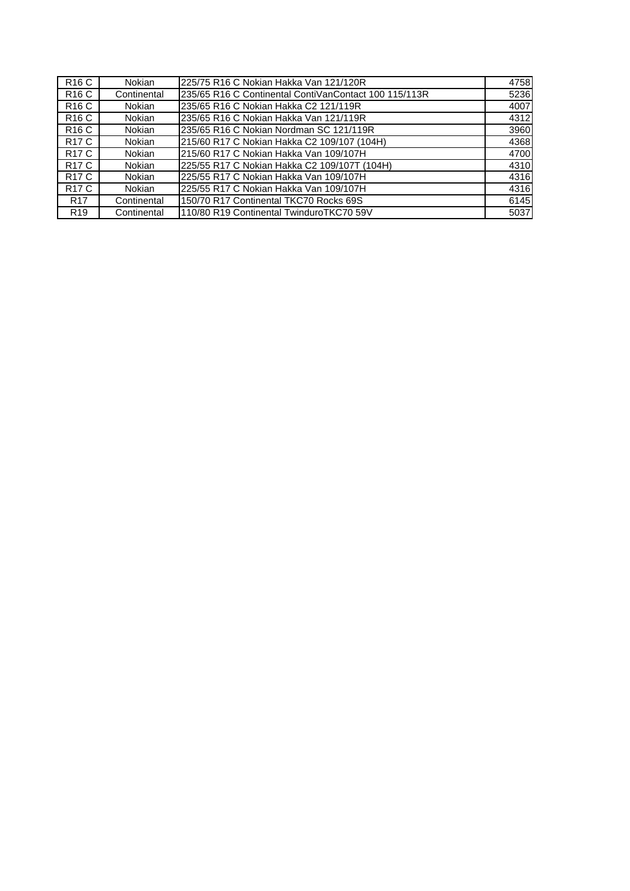| | | | |
|---|---|---|---|
| R16 C | Nokian | 225/75 R16 C Nokian Hakka Van 121/120R | 4758 |
| R16 C | Continental | 235/65 R16 C Continental ContiVanContact 100 115/113R | 5236 |
| R16 C | Nokian | 235/65 R16 C Nokian Hakka C2 121/119R | 4007 |
| R16 C | Nokian | 235/65 R16 C Nokian Hakka Van 121/119R | 4312 |
| R16 C | Nokian | 235/65 R16 C Nokian Nordman SC 121/119R | 3960 |
| R17 C | Nokian | 215/60 R17 C Nokian Hakka C2 109/107 (104H) | 4368 |
| R17 C | Nokian | 215/60 R17 C Nokian Hakka Van 109/107H | 4700 |
| R17 C | Nokian | 225/55 R17 C Nokian Hakka C2 109/107T (104H) | 4310 |
| R17 C | Nokian | 225/55 R17 C Nokian Hakka Van 109/107H | 4316 |
| R17 C | Nokian | 225/55 R17 C Nokian Hakka Van 109/107H | 4316 |
| R17 | Continental | 150/70 R17 Continental TKC70 Rocks 69S | 6145 |
| R19 | Continental | 110/80 R19 Continental TwinduroTKC70 59V | 5037 |